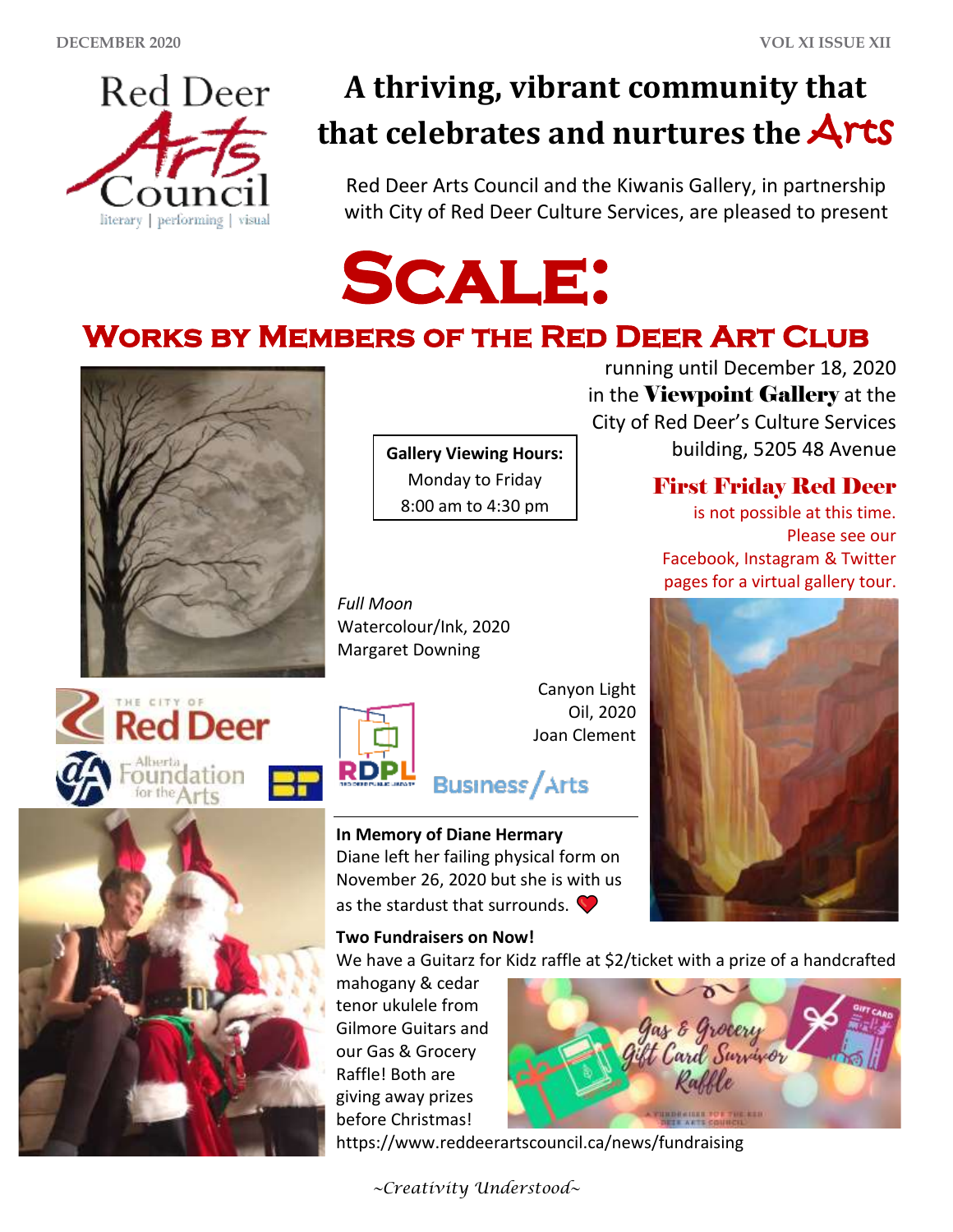DECEMBER 2020 VOL XI ISSUE XII

Red Deer Arts Council
literary | performing | visual

# A thriving, vibrant community that that celebrates and nurtures the Arts

Red Deer Arts Council and the Kiwanis Gallery, in partnership with City of Red Deer Culture Services, are pleased to present

# SCALE:

## WORKS BY MEMBERS OF THE RED DEER ART CLUB

running until December 18, 2020 in the **Viewpoint Gallery** at the City of Red Deer's Culture Services building, 5205 48 Avenue

| **Gallery Viewing Hours:** |
|---|
| Monday to Friday |
| 8:00 am to 4:30 pm |

**First Friday Red Deer** is not possible at this time. Please see our Facebook, Instagram & Twitter pages for a virtual gallery tour.

*Full Moon*
Watercolour/Ink, 2020
Margaret Downing

Canyon Light
Oil, 2020
Joan Clement

The City of Red Deer | Alberta Foundation for the Arts | RDPL | Business/Arts

**In Memory of Diane Hermary**
Diane left her failing physical form on November 26, 2020 but she is with us as the stardust that surrounds. ❤

**Two Fundraisers on Now!**
We have a Guitarz for Kidz raffle at $2/ticket with a prize of a handcrafted mahogany & cedar tenor ukulele from Gilmore Guitars and our Gas & Grocery Raffle! Both are giving away prizes before Christmas!

Gas & Grocery Gift Card Survivor Raffle

https://www.reddeerartscouncil.ca/news/fundraising

*~Creativity Understood~*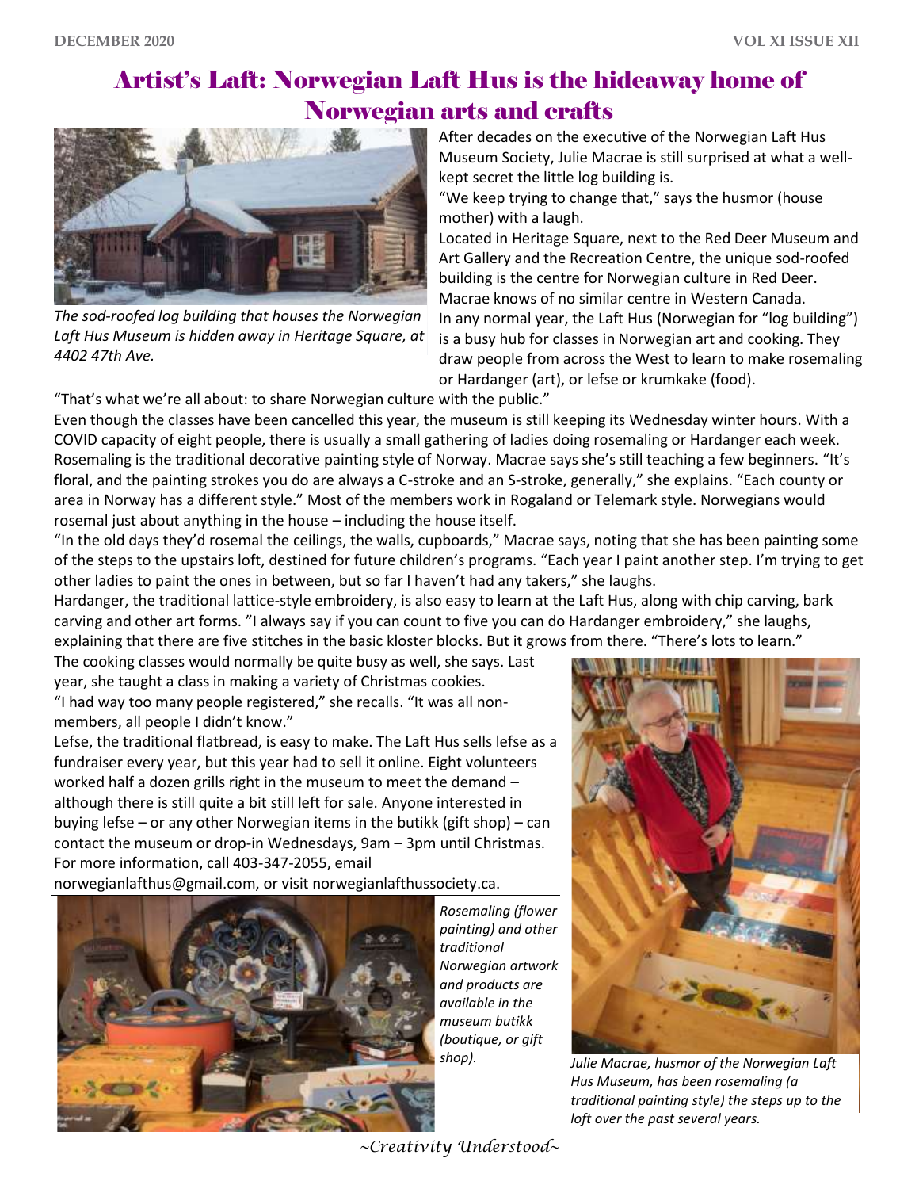# Artist's Laft: Norwegian Laft Hus is the hideaway home of Norwegian arts and crafts

*The sod-roofed log building that houses the Norwegian Laft Hus Museum is hidden away in Heritage Square, at 4402 47th Ave.*

After decades on the executive of the Norwegian Laft Hus Museum Society, Julie Macrae is still surprised at what a well-kept secret the little log building is.

"We keep trying to change that," says the husmor (house mother) with a laugh.

Located in Heritage Square, next to the Red Deer Museum and Art Gallery and the Recreation Centre, the unique sod-roofed building is the centre for Norwegian culture in Red Deer. Macrae knows of no similar centre in Western Canada.

In any normal year, the Laft Hus (Norwegian for "log building") is a busy hub for classes in Norwegian art and cooking. They draw people from across the West to learn to make rosemaling or Hardanger (art), or lefse or krumkake (food).

"That's what we're all about: to share Norwegian culture with the public."

Even though the classes have been cancelled this year, the museum is still keeping its Wednesday winter hours. With a COVID capacity of eight people, there is usually a small gathering of ladies doing rosemaling or Hardanger each week. Rosemaling is the traditional decorative painting style of Norway. Macrae says she's still teaching a few beginners. "It's floral, and the painting strokes you do are always a C-stroke and an S-stroke, generally," she explains. "Each county or area in Norway has a different style." Most of the members work in Rogaland or Telemark style. Norwegians would rosemal just about anything in the house – including the house itself.

"In the old days they'd rosemal the ceilings, the walls, cupboards," Macrae says, noting that she has been painting some of the steps to the upstairs loft, destined for future children's programs. "Each year I paint another step. I'm trying to get other ladies to paint the ones in between, but so far I haven't had any takers," she laughs.

Hardanger, the traditional lattice-style embroidery, is also easy to learn at the Laft Hus, along with chip carving, bark carving and other art forms. "I always say if you can count to five you can do Hardanger embroidery," she laughs, explaining that there are five stitches in the basic kloster blocks. But it grows from there. "There's lots to learn."

The cooking classes would normally be quite busy as well, she says. Last year, she taught a class in making a variety of Christmas cookies.

"I had way too many people registered," she recalls. "It was all non-members, all people I didn't know."

Lefse, the traditional flatbread, is easy to make. The Laft Hus sells lefse as a fundraiser every year, but this year had to sell it online. Eight volunteers worked half a dozen grills right in the museum to meet the demand – although there is still quite a bit still left for sale. Anyone interested in buying lefse – or any other Norwegian items in the butikk (gift shop) – can contact the museum or drop-in Wednesdays, 9am – 3pm until Christmas. For more information, call 403-347-2055, email norwegianlafthus@gmail.com, or visit norwegianlafthussociety.ca.

*Rosemaling (flower painting) and other traditional Norwegian artwork and products are available in the museum butikk (boutique, or gift shop).*

*Julie Macrae, husmor of the Norwegian Laft Hus Museum, has been rosemaling (a traditional painting style) the steps up to the loft over the past several years.*